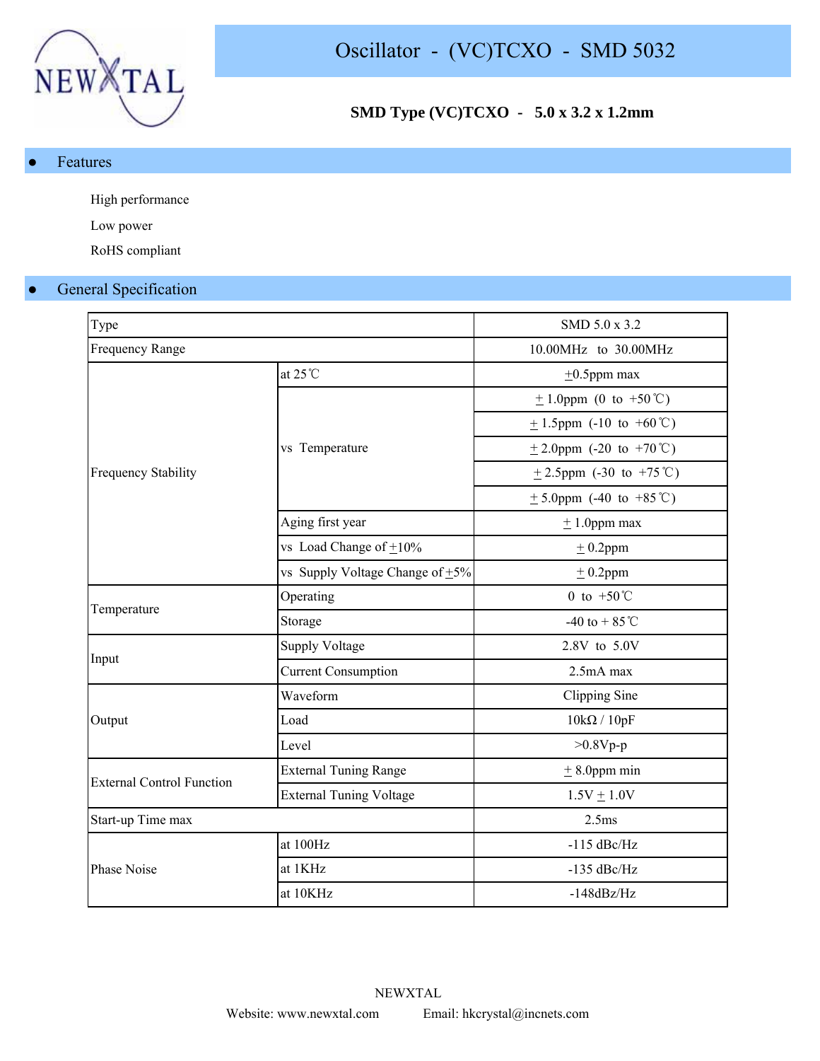# Oscillator - (VC)TCXO - SMD 5032

**SMD Type (VC)TCXO - 5.0 x 3.2 x 1.2mm**

## Features

High performance

Low power

RoHS compliant

## General Specification

| Type | | SMD 5.0 x 3.2 |
|---|---|---|
| Frequency Range | | 10.00MHz to 30.00MHz |
| Frequency Stability | at 25℃ | ±0.5ppm max |
| | vs Temperature | ± 1.0ppm (0 to +50℃) |
| | | ± 1.5ppm (-10 to +60℃) |
| | | ± 2.0ppm (-20 to +70℃) |
| | | ± 2.5ppm (-30 to +75℃) |
| | | ± 5.0ppm (-40 to +85℃) |
| | Aging first year | ± 1.0ppm max |
| | vs Load Change of ±10% | ± 0.2ppm |
| | vs Supply Voltage Change of ±5% | ± 0.2ppm |
| Temperature | Operating | 0 to +50℃ |
| | Storage | -40 to + 85℃ |
| Input | Supply Voltage | 2.8V to 5.0V |
| | Current Consumption | 2.5mA max |
| Output | Waveform | Clipping Sine |
| | Load | 10kΩ / 10pF |
| | Level | >0.8Vp-p |
| External Control Function | External Tuning Range | ± 8.0ppm min |
| | External Tuning Voltage | 1.5V ± 1.0V |
| Start-up Time max | | 2.5ms |
| Phase Noise | at 100Hz | -115 dBc/Hz |
| | at 1KHz | -135 dBc/Hz |
| | at 10KHz | -148dBz/Hz |

NEWXTAL

Website: www.newxtal.com Email: hkcrystal@incnets.com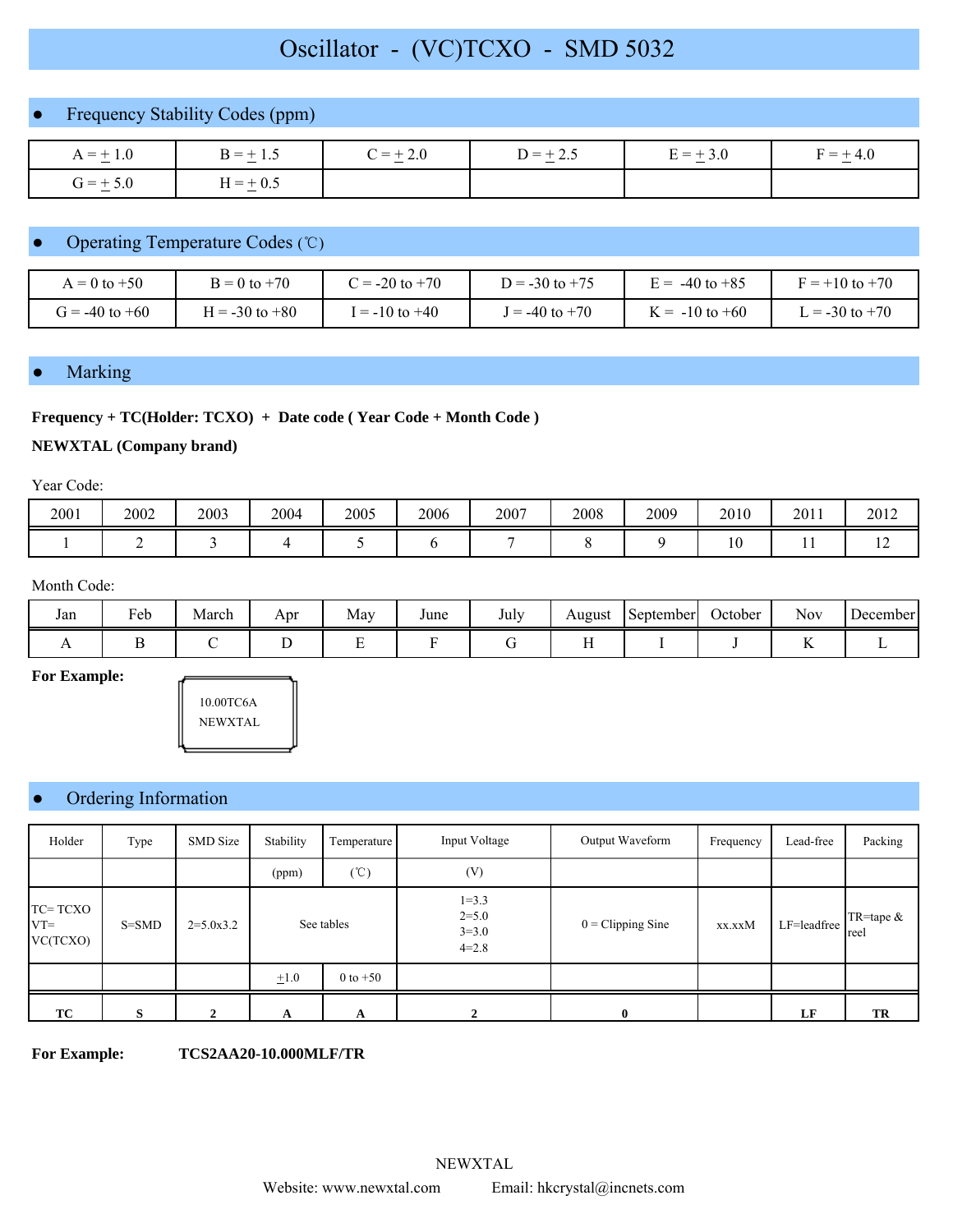# Oscillator - (VC)TCXO - SMD 5032

## Frequency Stability Codes (ppm)

| A = ± 1.0 | B = ± 1.5 | C = ± 2.0 | D = ± 2.5 | E = ± 3.0 | F = ± 4.0 |
|---|---|---|---|---|---|
| G = ± 5.0 | H = ± 0.5 | | | | |

## Operating Temperature Codes (℃)

| A = 0 to +50 | B = 0 to +70 | C = -20 to +70 | D = -30 to +75 | E = -40 to +85 | F = +10 to +70 |
|---|---|---|---|---|---|
| G = -40 to +60 | H = -30 to +80 | I = -10 to +40 | J = -40 to +70 | K = -10 to +60 | L = -30 to +70 |

## Marking

**Frequency + TC(Holder: TCXO) + Date code ( Year Code + Month Code )**

**NEWXTAL (Company brand)**

Year Code:

| 2001 | 2002 | 2003 | 2004 | 2005 | 2006 | 2007 | 2008 | 2009 | 2010 | 2011 | 2012 |
|---|---|---|---|---|---|---|---|---|---|---|---|
| 1 | 2 | 3 | 4 | 5 | 6 | 7 | 8 | 9 | 10 | 11 | 12 |

Month Code:

| Jan | Feb | March | Apr | May | June | July | August | September | October | Nov | December |
|---|---|---|---|---|---|---|---|---|---|---|---|
| A | B | C | D | E | F | G | H | I | J | K | L |

**For Example:**

10.00TC6A
NEWXTAL

## Ordering Information

| Holder | Type | SMD Size | Stability | Temperature | Input Voltage | Output Waveform | Frequency | Lead-free | Packing |
|---|---|---|---|---|---|---|---|---|---|
| | | | (ppm) | (℃) | (V) | | | | |
| TC= TCXO VT= VC(TCXO) | S=SMD | 2=5.0x3.2 | See tables | | 1=3.3 2=5.0 3=3.0 4=2.8 | 0 = Clipping Sine | xx.xxM | LF=leadfree | TR=tape & reel |
| | | | ±1.0 | 0 to +50 | | | | | |
| **TC** | **S** | **2** | **A** | **A** | **2** | **0** | | **LF** | **TR** |

**For Example:** **TCS2AA20-10.000MLF/TR**

NEWXTAL

Website: www.newxtal.com Email: hkcrystal@incnets.com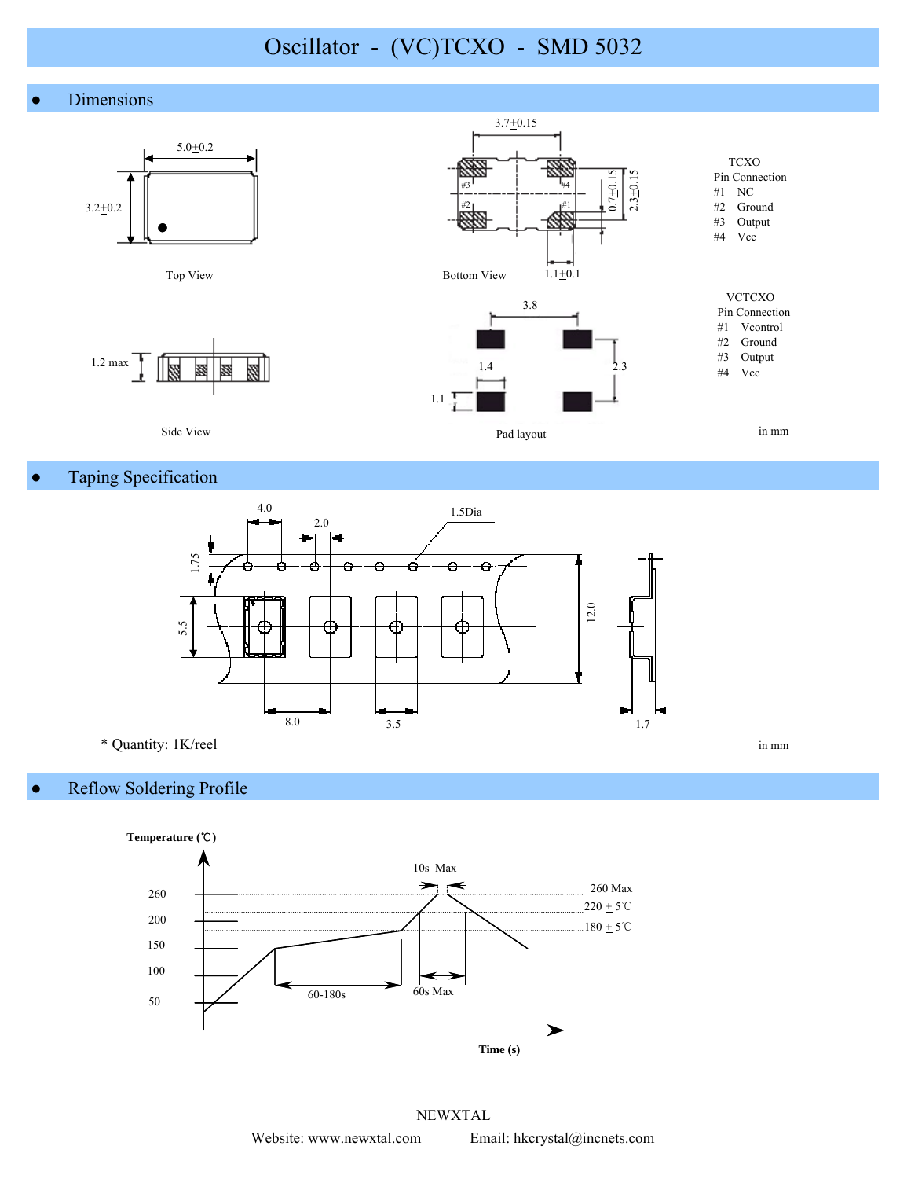# Oscillator - (VC)TCXO - SMD 5032

## Dimensions

5.0±0.2

3.2±0.2

Top View

3.7±0.15

#3 #4 #2 #1

0.7±0.15

2.3±0.15

1.1±0.1

Bottom View

TCXO
Pin Connection
#1 NC
#2 Ground
#3 Output
#4 Vcc

1.2 max

Side View

3.8

1.4

2.3

1.1

Pad layout

VCTCXO
Pin Connection
#1 Vcontrol
#2 Ground
#3 Output
#4 Vcc

in mm

## Taping Specification

4.0

2.0

1.5Dia

1.75

5.5

12.0

8.0

3.5

1.7

\* Quantity: 1K/reel

in mm

## Reflow Soldering Profile

Temperature (℃)

260

200

150

100

50

10s Max

260 Max

220 ± 5℃

180 ± 5℃

60-180s

60s Max

Time (s)

NEWXTAL

Website: www.newxtal.com Email: hkcrystal@incnets.com